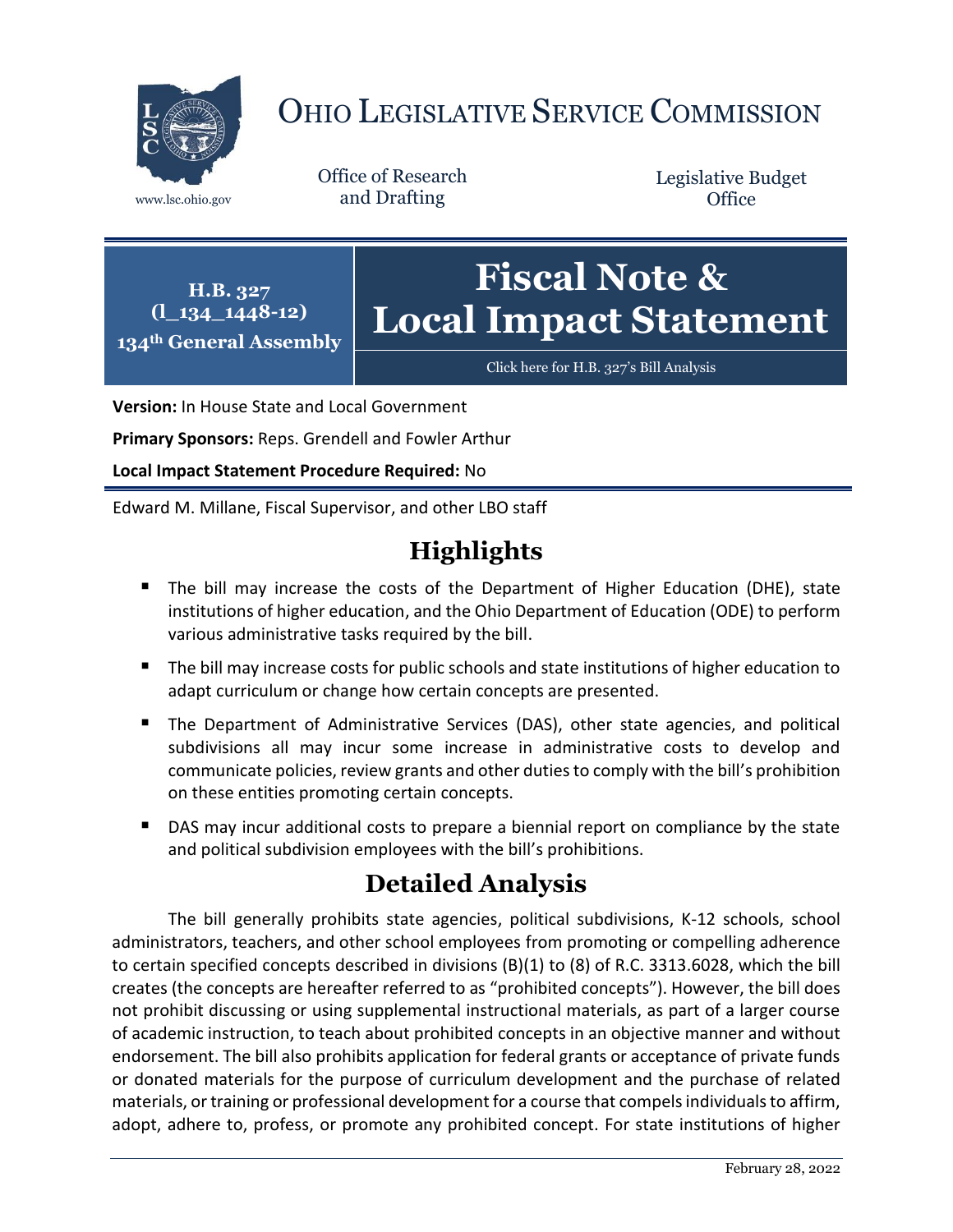# OHIO LEGISLATIVE SERVICE COMMISSION

www.lsc.ohio.gov

Office of Research and Drafting

Legislative Budget Office

**H.B. 327 (l_134_1448-12)**
**134th General Assembly**

# Fiscal Note & Local Impact Statement

Click here for H.B. 327's Bill Analysis

**Version:** In House State and Local Government

**Primary Sponsors:** Reps. Grendell and Fowler Arthur

**Local Impact Statement Procedure Required:** No

Edward M. Millane, Fiscal Supervisor, and other LBO staff

## Highlights

- The bill may increase the costs of the Department of Higher Education (DHE), state institutions of higher education, and the Ohio Department of Education (ODE) to perform various administrative tasks required by the bill.
- The bill may increase costs for public schools and state institutions of higher education to adapt curriculum or change how certain concepts are presented.
- The Department of Administrative Services (DAS), other state agencies, and political subdivisions all may incur some increase in administrative costs to develop and communicate policies, review grants and other duties to comply with the bill's prohibition on these entities promoting certain concepts.
- DAS may incur additional costs to prepare a biennial report on compliance by the state and political subdivision employees with the bill's prohibitions.

## Detailed Analysis

The bill generally prohibits state agencies, political subdivisions, K-12 schools, school administrators, teachers, and other school employees from promoting or compelling adherence to certain specified concepts described in divisions (B)(1) to (8) of R.C. 3313.6028, which the bill creates (the concepts are hereafter referred to as "prohibited concepts"). However, the bill does not prohibit discussing or using supplemental instructional materials, as part of a larger course of academic instruction, to teach about prohibited concepts in an objective manner and without endorsement. The bill also prohibits application for federal grants or acceptance of private funds or donated materials for the purpose of curriculum development and the purchase of related materials, or training or professional development for a course that compels individuals to affirm, adopt, adhere to, profess, or promote any prohibited concept. For state institutions of higher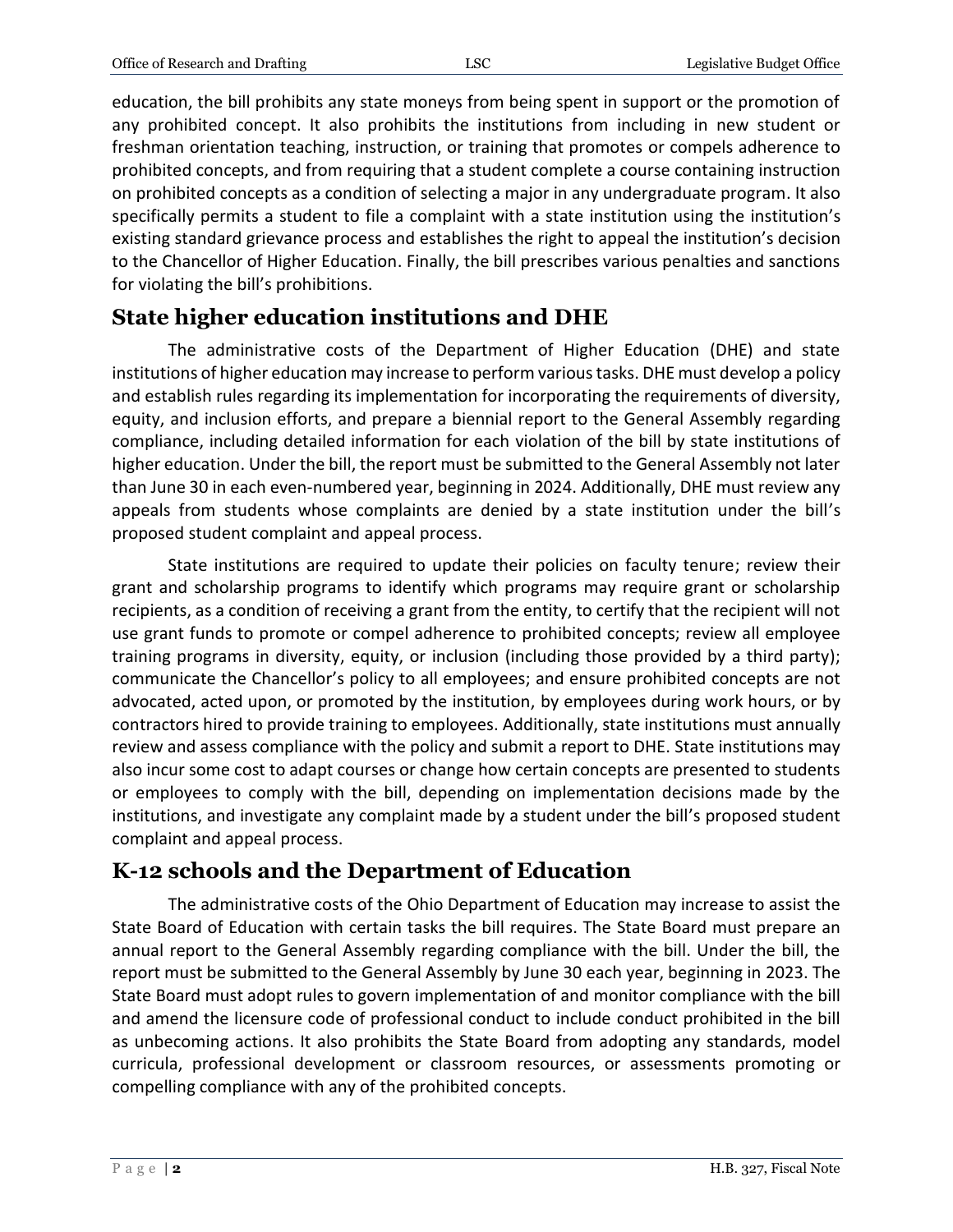education, the bill prohibits any state moneys from being spent in support or the promotion of any prohibited concept. It also prohibits the institutions from including in new student or freshman orientation teaching, instruction, or training that promotes or compels adherence to prohibited concepts, and from requiring that a student complete a course containing instruction on prohibited concepts as a condition of selecting a major in any undergraduate program. It also specifically permits a student to file a complaint with a state institution using the institution's existing standard grievance process and establishes the right to appeal the institution's decision to the Chancellor of Higher Education. Finally, the bill prescribes various penalties and sanctions for violating the bill's prohibitions.

## State higher education institutions and DHE

The administrative costs of the Department of Higher Education (DHE) and state institutions of higher education may increase to perform various tasks. DHE must develop a policy and establish rules regarding its implementation for incorporating the requirements of diversity, equity, and inclusion efforts, and prepare a biennial report to the General Assembly regarding compliance, including detailed information for each violation of the bill by state institutions of higher education. Under the bill, the report must be submitted to the General Assembly not later than June 30 in each even-numbered year, beginning in 2024. Additionally, DHE must review any appeals from students whose complaints are denied by a state institution under the bill's proposed student complaint and appeal process.

State institutions are required to update their policies on faculty tenure; review their grant and scholarship programs to identify which programs may require grant or scholarship recipients, as a condition of receiving a grant from the entity, to certify that the recipient will not use grant funds to promote or compel adherence to prohibited concepts; review all employee training programs in diversity, equity, or inclusion (including those provided by a third party); communicate the Chancellor's policy to all employees; and ensure prohibited concepts are not advocated, acted upon, or promoted by the institution, by employees during work hours, or by contractors hired to provide training to employees. Additionally, state institutions must annually review and assess compliance with the policy and submit a report to DHE. State institutions may also incur some cost to adapt courses or change how certain concepts are presented to students or employees to comply with the bill, depending on implementation decisions made by the institutions, and investigate any complaint made by a student under the bill's proposed student complaint and appeal process.

## K-12 schools and the Department of Education

The administrative costs of the Ohio Department of Education may increase to assist the State Board of Education with certain tasks the bill requires. The State Board must prepare an annual report to the General Assembly regarding compliance with the bill. Under the bill, the report must be submitted to the General Assembly by June 30 each year, beginning in 2023. The State Board must adopt rules to govern implementation of and monitor compliance with the bill and amend the licensure code of professional conduct to include conduct prohibited in the bill as unbecoming actions. It also prohibits the State Board from adopting any standards, model curricula, professional development or classroom resources, or assessments promoting or compelling compliance with any of the prohibited concepts.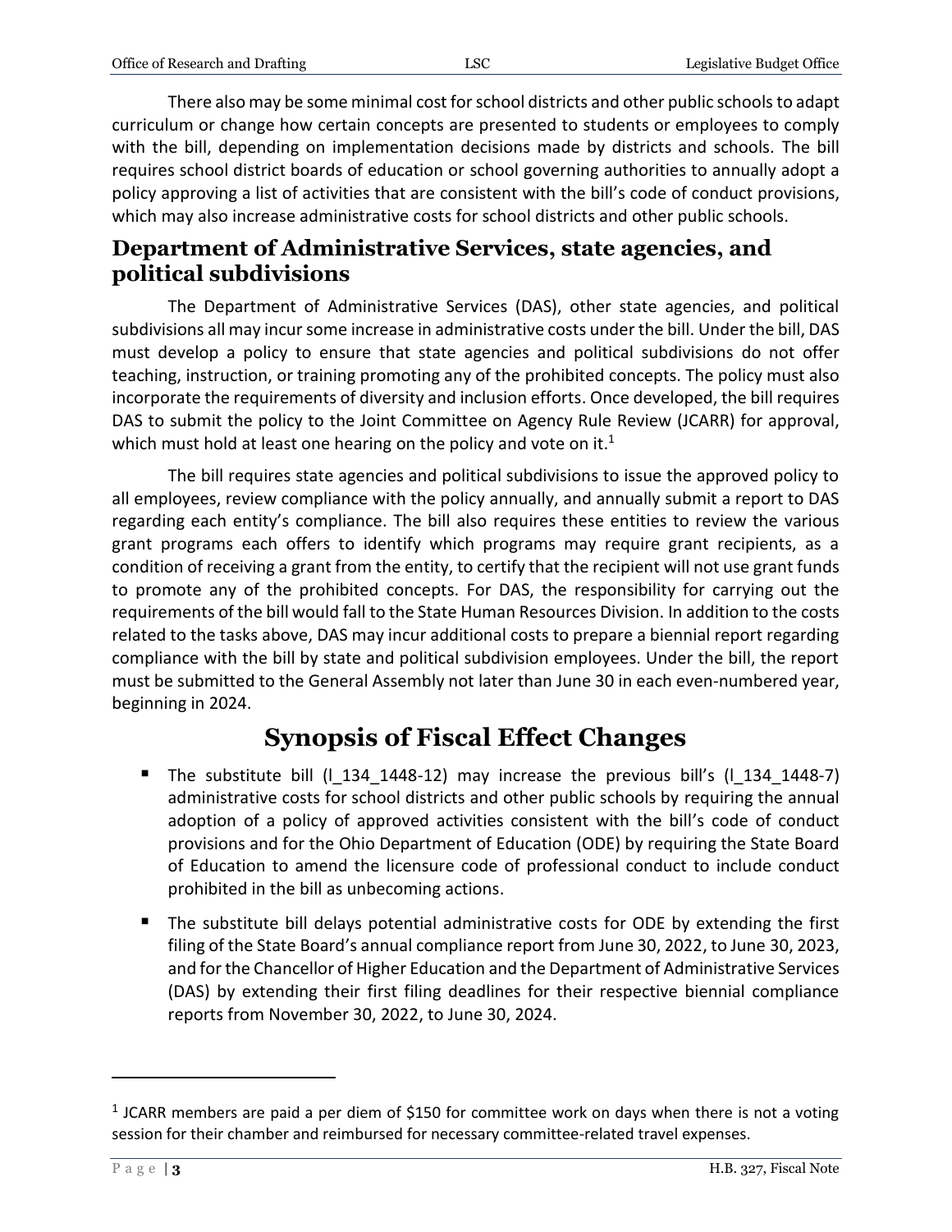There also may be some minimal cost for school districts and other public schools to adapt curriculum or change how certain concepts are presented to students or employees to comply with the bill, depending on implementation decisions made by districts and schools. The bill requires school district boards of education or school governing authorities to annually adopt a policy approving a list of activities that are consistent with the bill's code of conduct provisions, which may also increase administrative costs for school districts and other public schools.

## Department of Administrative Services, state agencies, and political subdivisions

The Department of Administrative Services (DAS), other state agencies, and political subdivisions all may incur some increase in administrative costs under the bill. Under the bill, DAS must develop a policy to ensure that state agencies and political subdivisions do not offer teaching, instruction, or training promoting any of the prohibited concepts. The policy must also incorporate the requirements of diversity and inclusion efforts. Once developed, the bill requires DAS to submit the policy to the Joint Committee on Agency Rule Review (JCARR) for approval, which must hold at least one hearing on the policy and vote on it.[1]

The bill requires state agencies and political subdivisions to issue the approved policy to all employees, review compliance with the policy annually, and annually submit a report to DAS regarding each entity's compliance. The bill also requires these entities to review the various grant programs each offers to identify which programs may require grant recipients, as a condition of receiving a grant from the entity, to certify that the recipient will not use grant funds to promote any of the prohibited concepts. For DAS, the responsibility for carrying out the requirements of the bill would fall to the State Human Resources Division. In addition to the costs related to the tasks above, DAS may incur additional costs to prepare a biennial report regarding compliance with the bill by state and political subdivision employees. Under the bill, the report must be submitted to the General Assembly not later than June 30 in each even-numbered year, beginning in 2024.

# Synopsis of Fiscal Effect Changes

- The substitute bill (l_134_1448-12) may increase the previous bill's (l_134_1448-7) administrative costs for school districts and other public schools by requiring the annual adoption of a policy of approved activities consistent with the bill's code of conduct provisions and for the Ohio Department of Education (ODE) by requiring the State Board of Education to amend the licensure code of professional conduct to include conduct prohibited in the bill as unbecoming actions.
- The substitute bill delays potential administrative costs for ODE by extending the first filing of the State Board's annual compliance report from June 30, 2022, to June 30, 2023, and for the Chancellor of Higher Education and the Department of Administrative Services (DAS) by extending their first filing deadlines for their respective biennial compliance reports from November 30, 2022, to June 30, 2024.

---

[1] JCARR members are paid a per diem of $150 for committee work on days when there is not a voting session for their chamber and reimbursed for necessary committee-related travel expenses.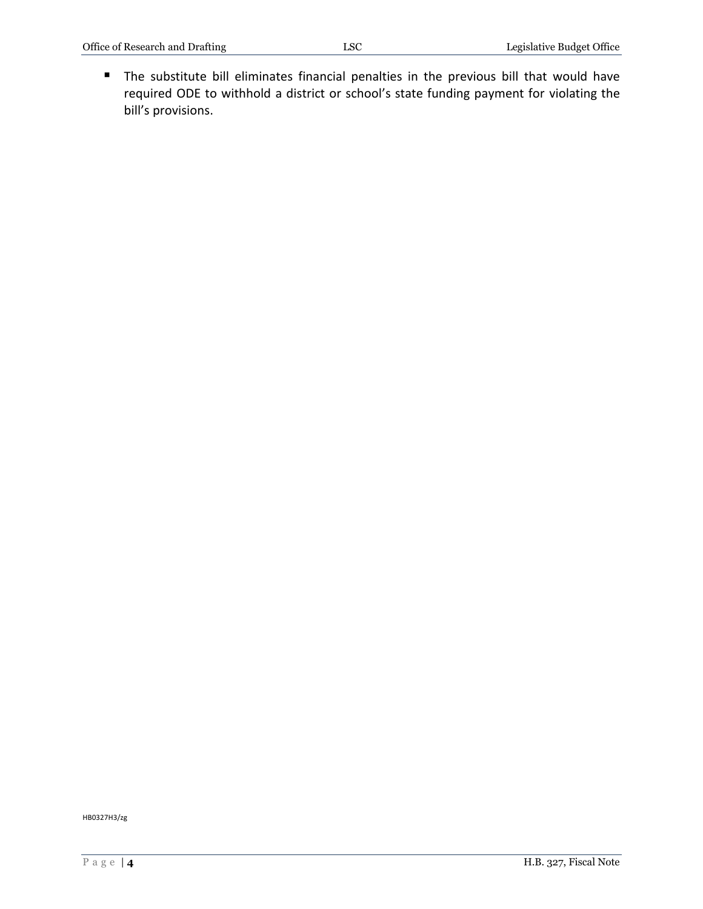- The substitute bill eliminates financial penalties in the previous bill that would have required ODE to withhold a district or school's state funding payment for violating the bill's provisions.

HB0327H3/zg